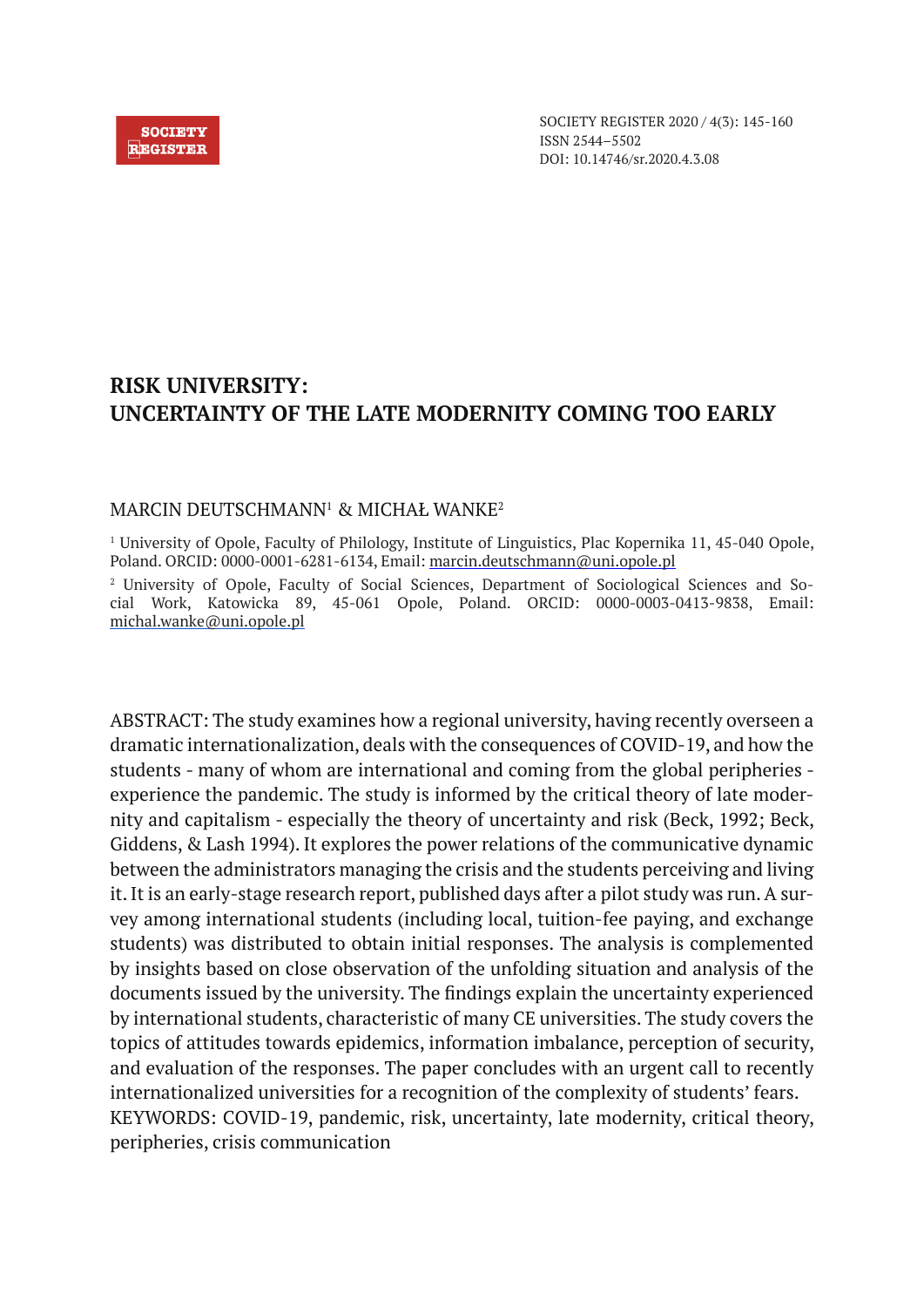# RISK UNIVERSITY: UNCERTAINTY OF THE LATE MODERNITY COMING TOO EARLY

MARCIN DEUTSCHMANN[1] & MICHAŁ WANKE[2]

[1] University of Opole, Faculty of Philology, Institute of Linguistics, Plac Kopernika 11, 45-040 Opole, Poland. ORCID: 0000-0001-6281-6134, Email: marcin.deutschmann@uni.opole.pl

[2] University of Opole, Faculty of Social Sciences, Department of Sociological Sciences and Social Work, Katowicka 89, 45-061 Opole, Poland. ORCID: 0000-0003-0413-9838, Email: michal.wanke@uni.opole.pl

ABSTRACT: The study examines how a regional university, having recently overseen a dramatic internationalization, deals with the consequences of COVID-19, and how the students - many of whom are international and coming from the global peripheries - experience the pandemic. The study is informed by the critical theory of late modernity and capitalism - especially the theory of uncertainty and risk (Beck, 1992; Beck, Giddens, & Lash 1994). It explores the power relations of the communicative dynamic between the administrators managing the crisis and the students perceiving and living it. It is an early-stage research report, published days after a pilot study was run. A survey among international students (including local, tuition-fee paying, and exchange students) was distributed to obtain initial responses. The analysis is complemented by insights based on close observation of the unfolding situation and analysis of the documents issued by the university. The findings explain the uncertainty experienced by international students, characteristic of many CE universities. The study covers the topics of attitudes towards epidemics, information imbalance, perception of security, and evaluation of the responses. The paper concludes with an urgent call to recently internationalized universities for a recognition of the complexity of students' fears.

KEYWORDS: COVID-19, pandemic, risk, uncertainty, late modernity, critical theory, peripheries, crisis communication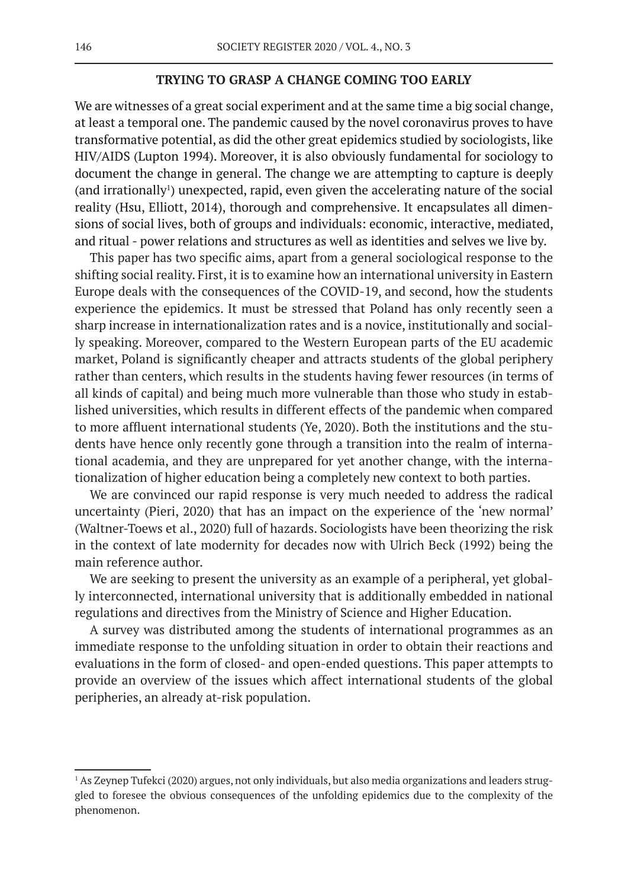## TRYING TO GRASP A CHANGE COMING TOO EARLY

We are witnesses of a great social experiment and at the same time a big social change, at least a temporal one. The pandemic caused by the novel coronavirus proves to have transformative potential, as did the other great epidemics studied by sociologists, like HIV/AIDS (Lupton 1994). Moreover, it is also obviously fundamental for sociology to document the change in general. The change we are attempting to capture is deeply (and irrationally[1]) unexpected, rapid, even given the accelerating nature of the social reality (Hsu, Elliott, 2014), thorough and comprehensive. It encapsulates all dimensions of social lives, both of groups and individuals: economic, interactive, mediated, and ritual - power relations and structures as well as identities and selves we live by.

This paper has two specific aims, apart from a general sociological response to the shifting social reality. First, it is to examine how an international university in Eastern Europe deals with the consequences of the COVID-19, and second, how the students experience the epidemics. It must be stressed that Poland has only recently seen a sharp increase in internationalization rates and is a novice, institutionally and socially speaking. Moreover, compared to the Western European parts of the EU academic market, Poland is significantly cheaper and attracts students of the global periphery rather than centers, which results in the students having fewer resources (in terms of all kinds of capital) and being much more vulnerable than those who study in established universities, which results in different effects of the pandemic when compared to more affluent international students (Ye, 2020). Both the institutions and the students have hence only recently gone through a transition into the realm of international academia, and they are unprepared for yet another change, with the internationalization of higher education being a completely new context to both parties.

We are convinced our rapid response is very much needed to address the radical uncertainty (Pieri, 2020) that has an impact on the experience of the 'new normal' (Waltner-Toews et al., 2020) full of hazards. Sociologists have been theorizing the risk in the context of late modernity for decades now with Ulrich Beck (1992) being the main reference author.

We are seeking to present the university as an example of a peripheral, yet globally interconnected, international university that is additionally embedded in national regulations and directives from the Ministry of Science and Higher Education.

A survey was distributed among the students of international programmes as an immediate response to the unfolding situation in order to obtain their reactions and evaluations in the form of closed- and open-ended questions. This paper attempts to provide an overview of the issues which affect international students of the global peripheries, an already at-risk population.

---

[1] As Zeynep Tufekci (2020) argues, not only individuals, but also media organizations and leaders struggled to foresee the obvious consequences of the unfolding epidemics due to the complexity of the phenomenon.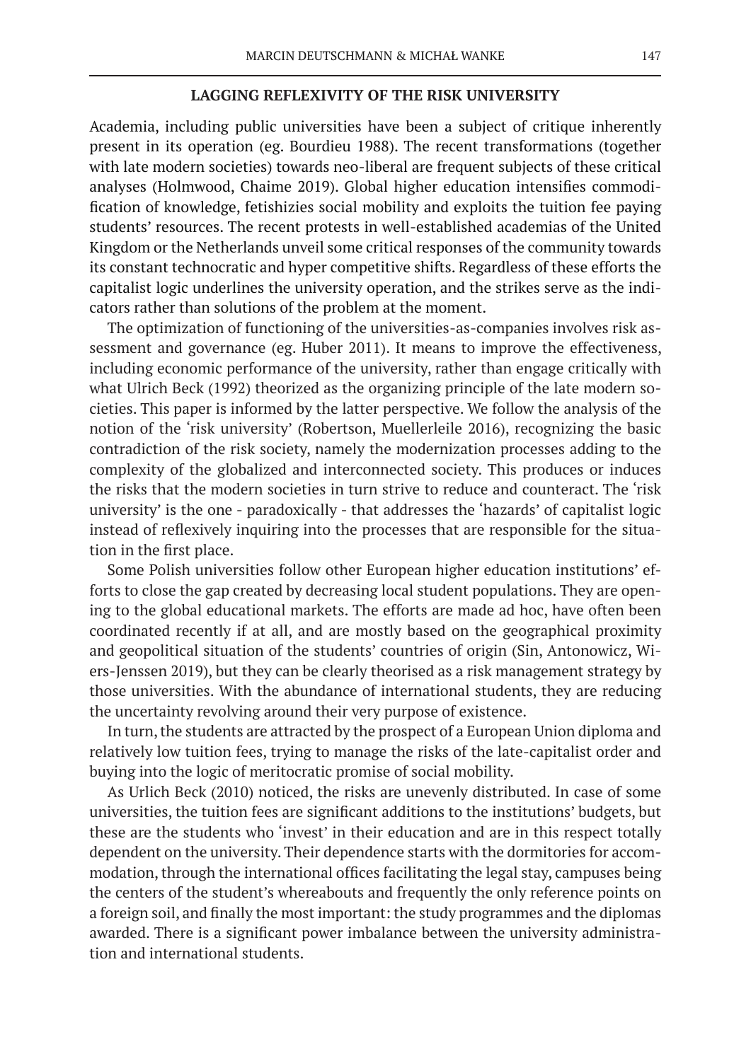## LAGGING REFLEXIVITY OF THE RISK UNIVERSITY

Academia, including public universities have been a subject of critique inherently present in its operation (eg. Bourdieu 1988). The recent transformations (together with late modern societies) towards neo-liberal are frequent subjects of these critical analyses (Holmwood, Chaime 2019). Global higher education intensifies commodification of knowledge, fetishizies social mobility and exploits the tuition fee paying students' resources. The recent protests in well-established academias of the United Kingdom or the Netherlands unveil some critical responses of the community towards its constant technocratic and hyper competitive shifts. Regardless of these efforts the capitalist logic underlines the university operation, and the strikes serve as the indicators rather than solutions of the problem at the moment.

The optimization of functioning of the universities-as-companies involves risk assessment and governance (eg. Huber 2011). It means to improve the effectiveness, including economic performance of the university, rather than engage critically with what Ulrich Beck (1992) theorized as the organizing principle of the late modern societies. This paper is informed by the latter perspective. We follow the analysis of the notion of the 'risk university' (Robertson, Muellerleile 2016), recognizing the basic contradiction of the risk society, namely the modernization processes adding to the complexity of the globalized and interconnected society. This produces or induces the risks that the modern societies in turn strive to reduce and counteract. The 'risk university' is the one - paradoxically - that addresses the 'hazards' of capitalist logic instead of reflexively inquiring into the processes that are responsible for the situation in the first place.

Some Polish universities follow other European higher education institutions' efforts to close the gap created by decreasing local student populations. They are opening to the global educational markets. The efforts are made ad hoc, have often been coordinated recently if at all, and are mostly based on the geographical proximity and geopolitical situation of the students' countries of origin (Sin, Antonowicz, Wiers-Jenssen 2019), but they can be clearly theorised as a risk management strategy by those universities. With the abundance of international students, they are reducing the uncertainty revolving around their very purpose of existence.

In turn, the students are attracted by the prospect of a European Union diploma and relatively low tuition fees, trying to manage the risks of the late-capitalist order and buying into the logic of meritocratic promise of social mobility.

As Urlich Beck (2010) noticed, the risks are unevenly distributed. In case of some universities, the tuition fees are significant additions to the institutions' budgets, but these are the students who 'invest' in their education and are in this respect totally dependent on the university. Their dependence starts with the dormitories for accommodation, through the international offices facilitating the legal stay, campuses being the centers of the student's whereabouts and frequently the only reference points on a foreign soil, and finally the most important: the study programmes and the diplomas awarded. There is a significant power imbalance between the university administration and international students.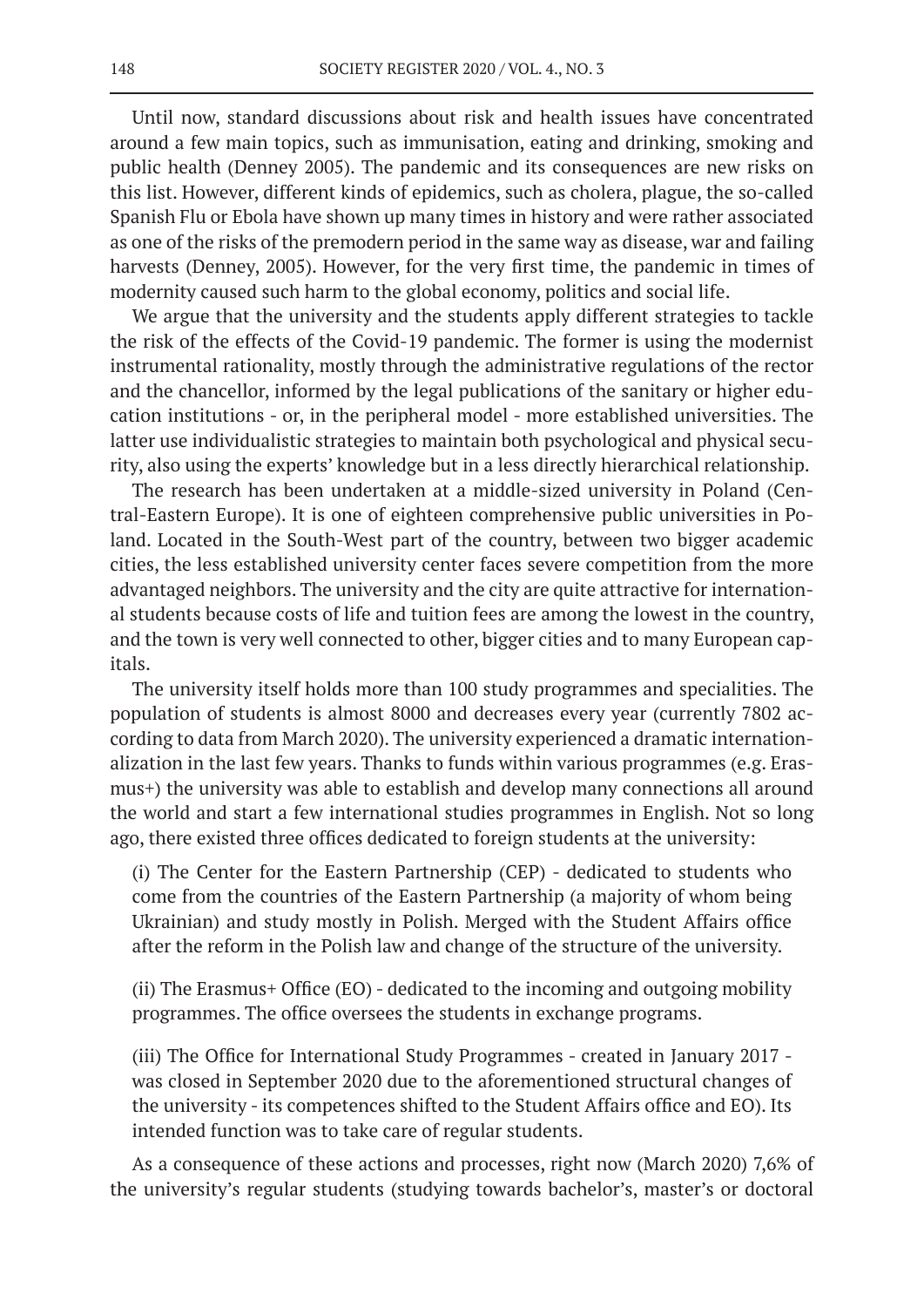Until now, standard discussions about risk and health issues have concentrated around a few main topics, such as immunisation, eating and drinking, smoking and public health (Denney 2005). The pandemic and its consequences are new risks on this list. However, different kinds of epidemics, such as cholera, plague, the so-called Spanish Flu or Ebola have shown up many times in history and were rather associated as one of the risks of the premodern period in the same way as disease, war and failing harvests (Denney, 2005). However, for the very first time, the pandemic in times of modernity caused such harm to the global economy, politics and social life.

We argue that the university and the students apply different strategies to tackle the risk of the effects of the Covid-19 pandemic. The former is using the modernist instrumental rationality, mostly through the administrative regulations of the rector and the chancellor, informed by the legal publications of the sanitary or higher education institutions - or, in the peripheral model - more established universities. The latter use individualistic strategies to maintain both psychological and physical security, also using the experts' knowledge but in a less directly hierarchical relationship.

The research has been undertaken at a middle-sized university in Poland (Central-Eastern Europe). It is one of eighteen comprehensive public universities in Poland. Located in the South-West part of the country, between two bigger academic cities, the less established university center faces severe competition from the more advantaged neighbors. The university and the city are quite attractive for international students because costs of life and tuition fees are among the lowest in the country, and the town is very well connected to other, bigger cities and to many European capitals.

The university itself holds more than 100 study programmes and specialities. The population of students is almost 8000 and decreases every year (currently 7802 according to data from March 2020). The university experienced a dramatic internationalization in the last few years. Thanks to funds within various programmes (e.g. Erasmus+) the university was able to establish and develop many connections all around the world and start a few international studies programmes in English. Not so long ago, there existed three offices dedicated to foreign students at the university:

(i) The Center for the Eastern Partnership (CEP) - dedicated to students who come from the countries of the Eastern Partnership (a majority of whom being Ukrainian) and study mostly in Polish. Merged with the Student Affairs office after the reform in the Polish law and change of the structure of the university.

(ii) The Erasmus+ Office (EO) - dedicated to the incoming and outgoing mobility programmes. The office oversees the students in exchange programs.

(iii) The Office for International Study Programmes - created in January 2017 - was closed in September 2020 due to the aforementioned structural changes of the university - its competences shifted to the Student Affairs office and EO). Its intended function was to take care of regular students.

As a consequence of these actions and processes, right now (March 2020) 7,6% of the university's regular students (studying towards bachelor's, master's or doctoral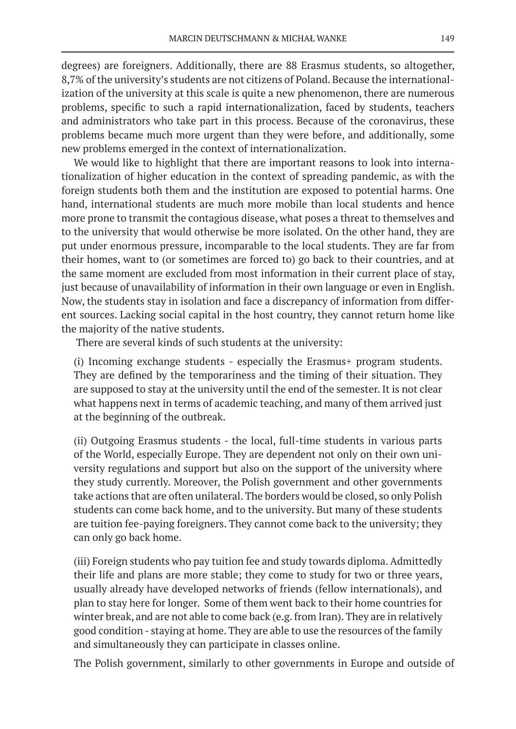degrees) are foreigners. Additionally, there are 88 Erasmus students, so altogether, 8,7% of the university's students are not citizens of Poland. Because the internationalization of the university at this scale is quite a new phenomenon, there are numerous problems, specific to such a rapid internationalization, faced by students, teachers and administrators who take part in this process. Because of the coronavirus, these problems became much more urgent than they were before, and additionally, some new problems emerged in the context of internationalization.

We would like to highlight that there are important reasons to look into internationalization of higher education in the context of spreading pandemic, as with the foreign students both them and the institution are exposed to potential harms. One hand, international students are much more mobile than local students and hence more prone to transmit the contagious disease, what poses a threat to themselves and to the university that would otherwise be more isolated. On the other hand, they are put under enormous pressure, incomparable to the local students. They are far from their homes, want to (or sometimes are forced to) go back to their countries, and at the same moment are excluded from most information in their current place of stay, just because of unavailability of information in their own language or even in English. Now, the students stay in isolation and face a discrepancy of information from different sources. Lacking social capital in the host country, they cannot return home like the majority of the native students.

There are several kinds of such students at the university:

(i) Incoming exchange students - especially the Erasmus+ program students. They are defined by the temporariness and the timing of their situation. They are supposed to stay at the university until the end of the semester. It is not clear what happens next in terms of academic teaching, and many of them arrived just at the beginning of the outbreak.

(ii) Outgoing Erasmus students - the local, full-time students in various parts of the World, especially Europe. They are dependent not only on their own university regulations and support but also on the support of the university where they study currently. Moreover, the Polish government and other governments take actions that are often unilateral. The borders would be closed, so only Polish students can come back home, and to the university. But many of these students are tuition fee-paying foreigners. They cannot come back to the university; they can only go back home.

(iii) Foreign students who pay tuition fee and study towards diploma. Admittedly their life and plans are more stable; they come to study for two or three years, usually already have developed networks of friends (fellow internationals), and plan to stay here for longer. Some of them went back to their home countries for winter break, and are not able to come back (e.g. from Iran). They are in relatively good condition - staying at home. They are able to use the resources of the family and simultaneously they can participate in classes online.

The Polish government, similarly to other governments in Europe and outside of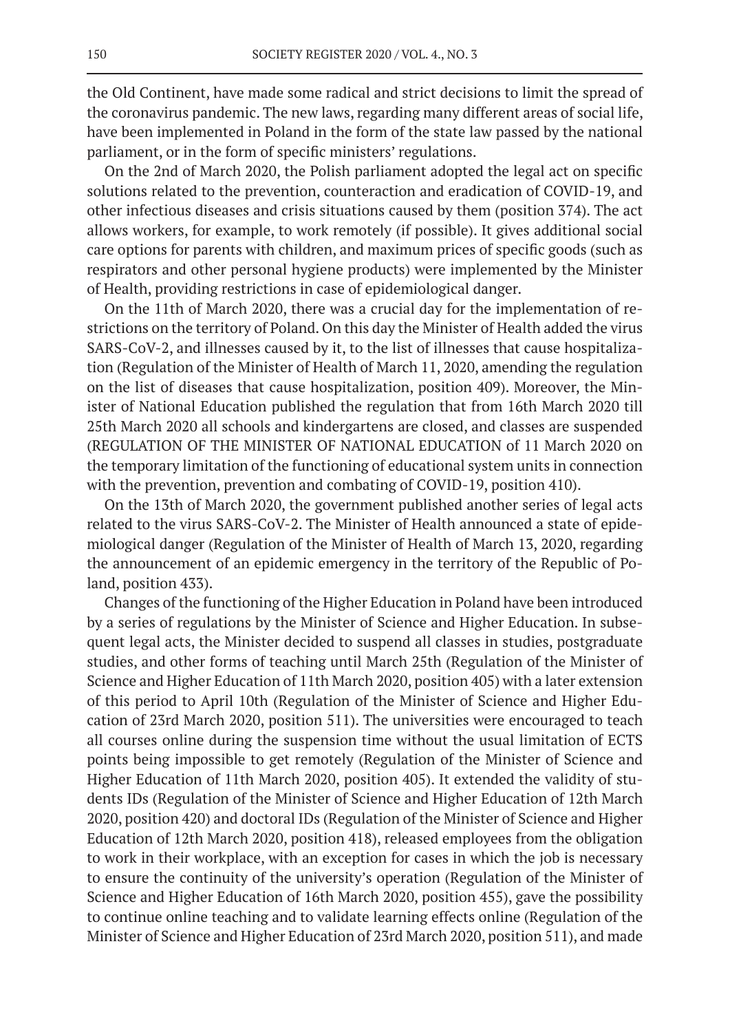the Old Continent, have made some radical and strict decisions to limit the spread of the coronavirus pandemic. The new laws, regarding many different areas of social life, have been implemented in Poland in the form of the state law passed by the national parliament, or in the form of specific ministers' regulations.

On the 2nd of March 2020, the Polish parliament adopted the legal act on specific solutions related to the prevention, counteraction and eradication of COVID-19, and other infectious diseases and crisis situations caused by them (position 374). The act allows workers, for example, to work remotely (if possible). It gives additional social care options for parents with children, and maximum prices of specific goods (such as respirators and other personal hygiene products) were implemented by the Minister of Health, providing restrictions in case of epidemiological danger.

On the 11th of March 2020, there was a crucial day for the implementation of restrictions on the territory of Poland. On this day the Minister of Health added the virus SARS-CoV-2, and illnesses caused by it, to the list of illnesses that cause hospitalization (Regulation of the Minister of Health of March 11, 2020, amending the regulation on the list of diseases that cause hospitalization, position 409). Moreover, the Minister of National Education published the regulation that from 16th March 2020 till 25th March 2020 all schools and kindergartens are closed, and classes are suspended (REGULATION OF THE MINISTER OF NATIONAL EDUCATION of 11 March 2020 on the temporary limitation of the functioning of educational system units in connection with the prevention, prevention and combating of COVID-19, position 410).

On the 13th of March 2020, the government published another series of legal acts related to the virus SARS-CoV-2. The Minister of Health announced a state of epidemiological danger (Regulation of the Minister of Health of March 13, 2020, regarding the announcement of an epidemic emergency in the territory of the Republic of Poland, position 433).

Changes of the functioning of the Higher Education in Poland have been introduced by a series of regulations by the Minister of Science and Higher Education. In subsequent legal acts, the Minister decided to suspend all classes in studies, postgraduate studies, and other forms of teaching until March 25th (Regulation of the Minister of Science and Higher Education of 11th March 2020, position 405) with a later extension of this period to April 10th (Regulation of the Minister of Science and Higher Education of 23rd March 2020, position 511). The universities were encouraged to teach all courses online during the suspension time without the usual limitation of ECTS points being impossible to get remotely (Regulation of the Minister of Science and Higher Education of 11th March 2020, position 405). It extended the validity of students IDs (Regulation of the Minister of Science and Higher Education of 12th March 2020, position 420) and doctoral IDs (Regulation of the Minister of Science and Higher Education of 12th March 2020, position 418), released employees from the obligation to work in their workplace, with an exception for cases in which the job is necessary to ensure the continuity of the university's operation (Regulation of the Minister of Science and Higher Education of 16th March 2020, position 455), gave the possibility to continue online teaching and to validate learning effects online (Regulation of the Minister of Science and Higher Education of 23rd March 2020, position 511), and made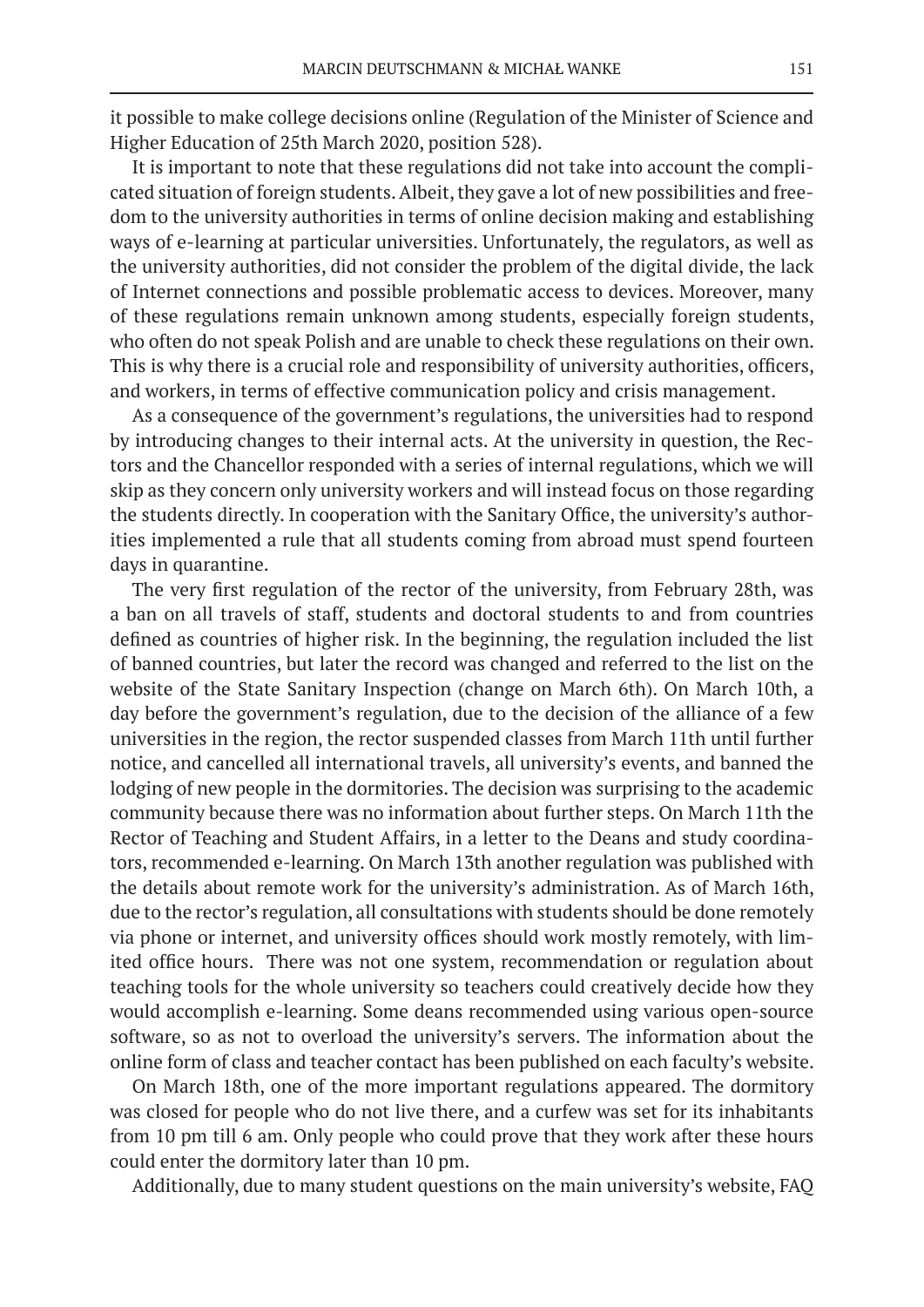it possible to make college decisions online (Regulation of the Minister of Science and Higher Education of 25th March 2020, position 528).

It is important to note that these regulations did not take into account the complicated situation of foreign students. Albeit, they gave a lot of new possibilities and freedom to the university authorities in terms of online decision making and establishing ways of e-learning at particular universities. Unfortunately, the regulators, as well as the university authorities, did not consider the problem of the digital divide, the lack of Internet connections and possible problematic access to devices. Moreover, many of these regulations remain unknown among students, especially foreign students, who often do not speak Polish and are unable to check these regulations on their own. This is why there is a crucial role and responsibility of university authorities, officers, and workers, in terms of effective communication policy and crisis management.

As a consequence of the government's regulations, the universities had to respond by introducing changes to their internal acts. At the university in question, the Rectors and the Chancellor responded with a series of internal regulations, which we will skip as they concern only university workers and will instead focus on those regarding the students directly. In cooperation with the Sanitary Office, the university's authorities implemented a rule that all students coming from abroad must spend fourteen days in quarantine.

The very first regulation of the rector of the university, from February 28th, was a ban on all travels of staff, students and doctoral students to and from countries defined as countries of higher risk. In the beginning, the regulation included the list of banned countries, but later the record was changed and referred to the list on the website of the State Sanitary Inspection (change on March 6th). On March 10th, a day before the government's regulation, due to the decision of the alliance of a few universities in the region, the rector suspended classes from March 11th until further notice, and cancelled all international travels, all university's events, and banned the lodging of new people in the dormitories. The decision was surprising to the academic community because there was no information about further steps. On March 11th the Rector of Teaching and Student Affairs, in a letter to the Deans and study coordinators, recommended e-learning. On March 13th another regulation was published with the details about remote work for the university's administration. As of March 16th, due to the rector's regulation, all consultations with students should be done remotely via phone or internet, and university offices should work mostly remotely, with limited office hours. There was not one system, recommendation or regulation about teaching tools for the whole university so teachers could creatively decide how they would accomplish e-learning. Some deans recommended using various open-source software, so as not to overload the university's servers. The information about the online form of class and teacher contact has been published on each faculty's website.

On March 18th, one of the more important regulations appeared. The dormitory was closed for people who do not live there, and a curfew was set for its inhabitants from 10 pm till 6 am. Only people who could prove that they work after these hours could enter the dormitory later than 10 pm.

Additionally, due to many student questions on the main university's website, FAQ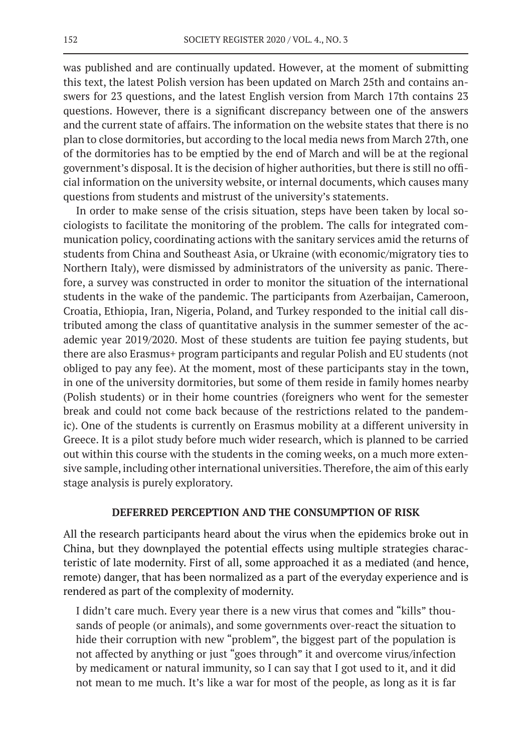was published and are continually updated. However, at the moment of submitting this text, the latest Polish version has been updated on March 25th and contains answers for 23 questions, and the latest English version from March 17th contains 23 questions. However, there is a significant discrepancy between one of the answers and the current state of affairs. The information on the website states that there is no plan to close dormitories, but according to the local media news from March 27th, one of the dormitories has to be emptied by the end of March and will be at the regional government's disposal. It is the decision of higher authorities, but there is still no official information on the university website, or internal documents, which causes many questions from students and mistrust of the university's statements.

In order to make sense of the crisis situation, steps have been taken by local sociologists to facilitate the monitoring of the problem. The calls for integrated communication policy, coordinating actions with the sanitary services amid the returns of students from China and Southeast Asia, or Ukraine (with economic/migratory ties to Northern Italy), were dismissed by administrators of the university as panic. Therefore, a survey was constructed in order to monitor the situation of the international students in the wake of the pandemic. The participants from Azerbaijan, Cameroon, Croatia, Ethiopia, Iran, Nigeria, Poland, and Turkey responded to the initial call distributed among the class of quantitative analysis in the summer semester of the academic year 2019/2020. Most of these students are tuition fee paying students, but there are also Erasmus+ program participants and regular Polish and EU students (not obliged to pay any fee). At the moment, most of these participants stay in the town, in one of the university dormitories, but some of them reside in family homes nearby (Polish students) or in their home countries (foreigners who went for the semester break and could not come back because of the restrictions related to the pandemic). One of the students is currently on Erasmus mobility at a different university in Greece. It is a pilot study before much wider research, which is planned to be carried out within this course with the students in the coming weeks, on a much more extensive sample, including other international universities. Therefore, the aim of this early stage analysis is purely exploratory.

## DEFERRED PERCEPTION AND THE CONSUMPTION OF RISK

All the research participants heard about the virus when the epidemics broke out in China, but they downplayed the potential effects using multiple strategies characteristic of late modernity. First of all, some approached it as a mediated (and hence, remote) danger, that has been normalized as a part of the everyday experience and is rendered as part of the complexity of modernity.

> I didn't care much. Every year there is a new virus that comes and "kills" thousands of people (or animals), and some governments over-react the situation to hide their corruption with new "problem", the biggest part of the population is not affected by anything or just "goes through" it and overcome virus/infection by medicament or natural immunity, so I can say that I got used to it, and it did not mean to me much. It's like a war for most of the people, as long as it is far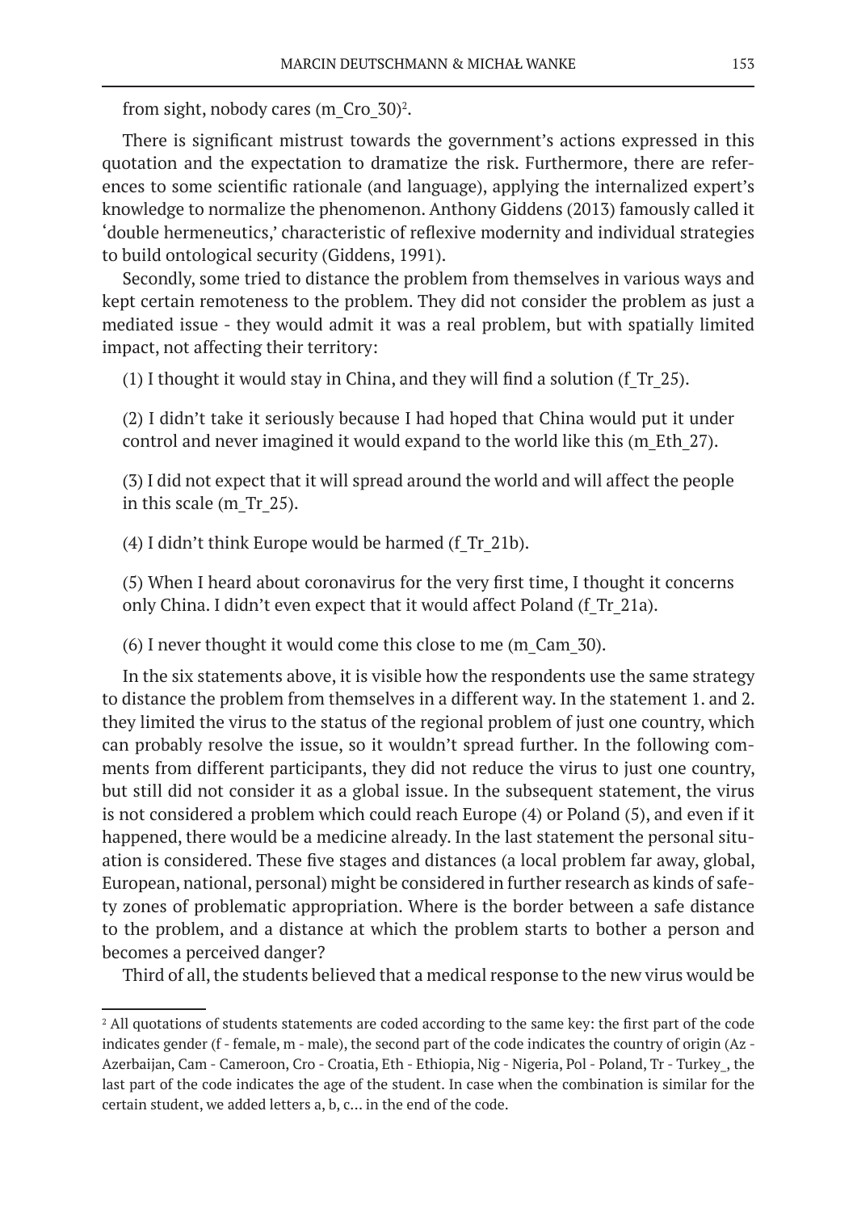from sight, nobody cares (m_Cro_30)[2].

There is significant mistrust towards the government's actions expressed in this quotation and the expectation to dramatize the risk. Furthermore, there are references to some scientific rationale (and language), applying the internalized expert's knowledge to normalize the phenomenon. Anthony Giddens (2013) famously called it 'double hermeneutics,' characteristic of reflexive modernity and individual strategies to build ontological security (Giddens, 1991).

Secondly, some tried to distance the problem from themselves in various ways and kept certain remoteness to the problem. They did not consider the problem as just a mediated issue - they would admit it was a real problem, but with spatially limited impact, not affecting their territory:

(1) I thought it would stay in China, and they will find a solution (f_Tr_25).

(2) I didn't take it seriously because I had hoped that China would put it under control and never imagined it would expand to the world like this (m_Eth_27).

(3) I did not expect that it will spread around the world and will affect the people in this scale (m_Tr_25).

(4) I didn't think Europe would be harmed (f_Tr_21b).

(5) When I heard about coronavirus for the very first time, I thought it concerns only China. I didn't even expect that it would affect Poland (f_Tr_21a).

(6) I never thought it would come this close to me (m_Cam_30).

In the six statements above, it is visible how the respondents use the same strategy to distance the problem from themselves in a different way. In the statement 1. and 2. they limited the virus to the status of the regional problem of just one country, which can probably resolve the issue, so it wouldn't spread further. In the following comments from different participants, they did not reduce the virus to just one country, but still did not consider it as a global issue. In the subsequent statement, the virus is not considered a problem which could reach Europe (4) or Poland (5), and even if it happened, there would be a medicine already. In the last statement the personal situation is considered. These five stages and distances (a local problem far away, global, European, national, personal) might be considered in further research as kinds of safety zones of problematic appropriation. Where is the border between a safe distance to the problem, and a distance at which the problem starts to bother a person and becomes a perceived danger?

Third of all, the students believed that a medical response to the new virus would be

---

[2] All quotations of students statements are coded according to the same key: the first part of the code indicates gender (f - female, m - male), the second part of the code indicates the country of origin (Az - Azerbaijan, Cam - Cameroon, Cro - Croatia, Eth - Ethiopia, Nig - Nigeria, Pol - Poland, Tr - Turkey_, the last part of the code indicates the age of the student. In case when the combination is similar for the certain student, we added letters a, b, c... in the end of the code.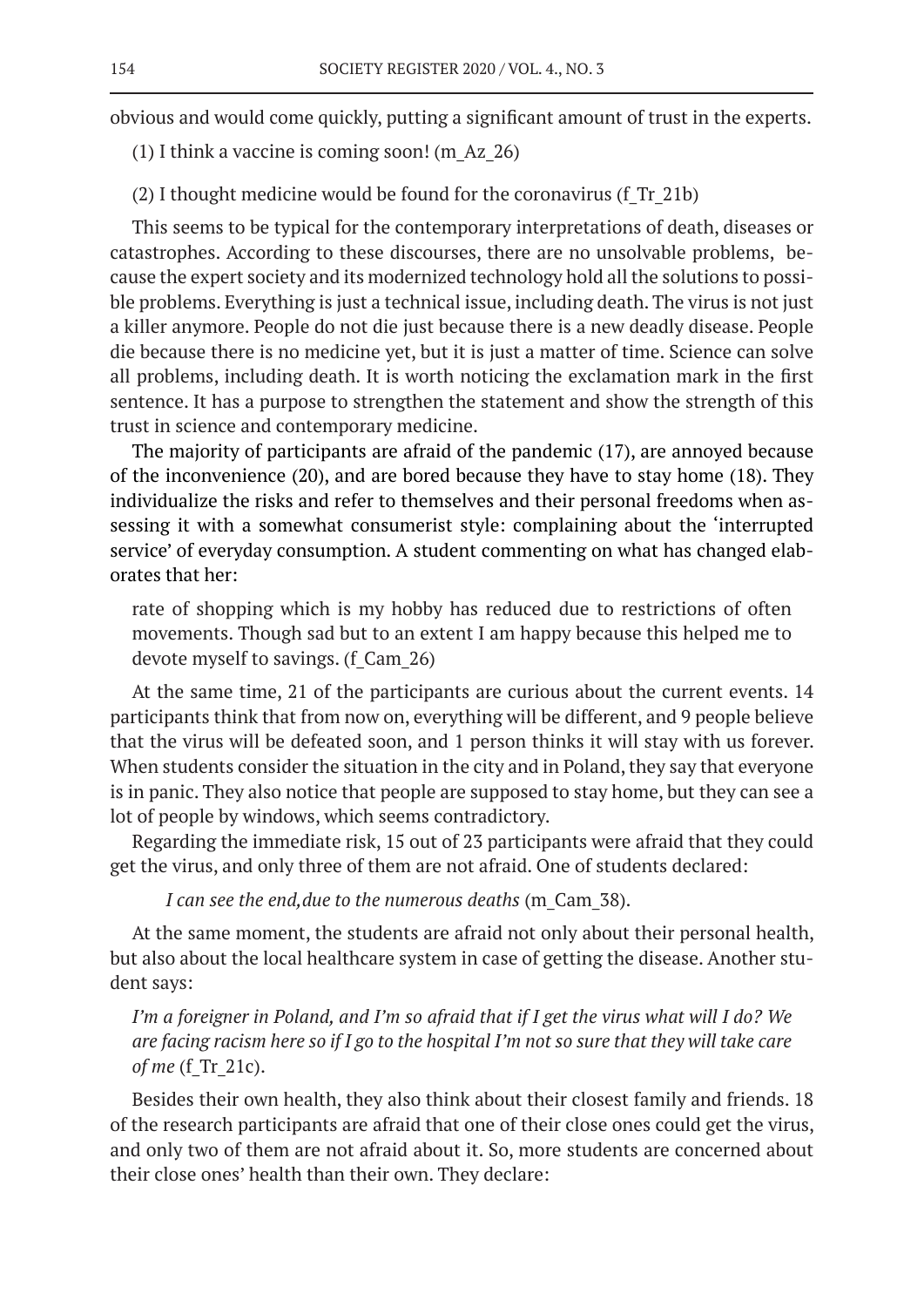obvious and would come quickly, putting a significant amount of trust in the experts.

(1) I think a vaccine is coming soon! (m_Az_26)

(2) I thought medicine would be found for the coronavirus (f_Tr_21b)

This seems to be typical for the contemporary interpretations of death, diseases or catastrophes. According to these discourses, there are no unsolvable problems, because the expert society and its modernized technology hold all the solutions to possible problems. Everything is just a technical issue, including death. The virus is not just a killer anymore. People do not die just because there is a new deadly disease. People die because there is no medicine yet, but it is just a matter of time. Science can solve all problems, including death. It is worth noticing the exclamation mark in the first sentence. It has a purpose to strengthen the statement and show the strength of this trust in science and contemporary medicine.

The majority of participants are afraid of the pandemic (17), are annoyed because of the inconvenience (20), and are bored because they have to stay home (18). They individualize the risks and refer to themselves and their personal freedoms when assessing it with a somewhat consumerist style: complaining about the 'interrupted service' of everyday consumption. A student commenting on what has changed elaborates that her:

> rate of shopping which is my hobby has reduced due to restrictions of often movements. Though sad but to an extent I am happy because this helped me to devote myself to savings. (f_Cam_26)

At the same time, 21 of the participants are curious about the current events. 14 participants think that from now on, everything will be different, and 9 people believe that the virus will be defeated soon, and 1 person thinks it will stay with us forever. When students consider the situation in the city and in Poland, they say that everyone is in panic. They also notice that people are supposed to stay home, but they can see a lot of people by windows, which seems contradictory.

Regarding the immediate risk, 15 out of 23 participants were afraid that they could get the virus, and only three of them are not afraid. One of students declared:

> *I can see the end,due to the numerous deaths* (m_Cam_38).

At the same moment, the students are afraid not only about their personal health, but also about the local healthcare system in case of getting the disease. Another student says:

> *I'm a foreigner in Poland, and I'm so afraid that if I get the virus what will I do? We are facing racism here so if I go to the hospital I'm not so sure that they will take care of me* (f_Tr_21c).

Besides their own health, they also think about their closest family and friends. 18 of the research participants are afraid that one of their close ones could get the virus, and only two of them are not afraid about it. So, more students are concerned about their close ones' health than their own. They declare: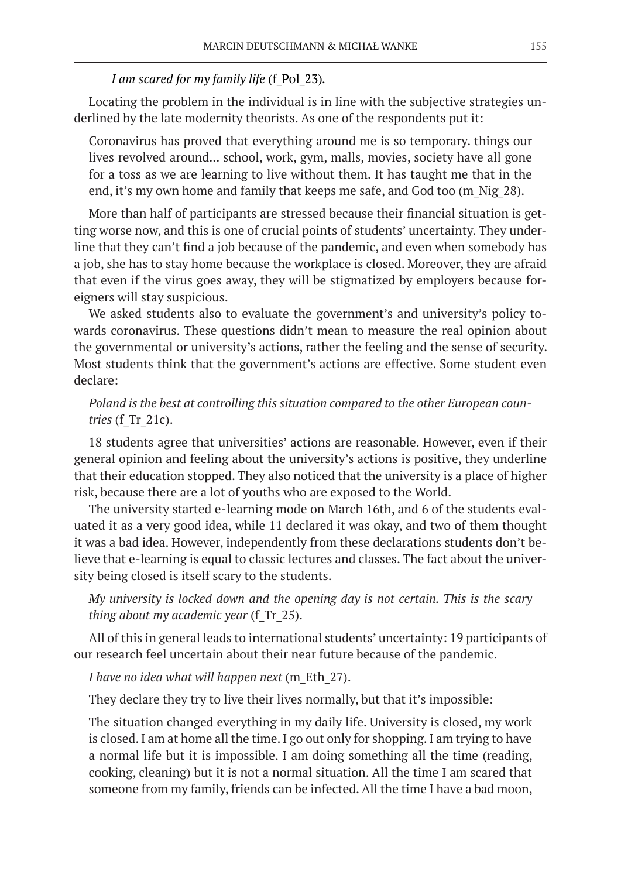*I am scared for my family life* (f_Pol_23).

Locating the problem in the individual is in line with the subjective strategies underlined by the late modernity theorists. As one of the respondents put it:

> Coronavirus has proved that everything around me is so temporary. things our lives revolved around... school, work, gym, malls, movies, society have all gone for a toss as we are learning to live without them. It has taught me that in the end, it's my own home and family that keeps me safe, and God too (m_Nig_28).

More than half of participants are stressed because their financial situation is getting worse now, and this is one of crucial points of students' uncertainty. They underline that they can't find a job because of the pandemic, and even when somebody has a job, she has to stay home because the workplace is closed. Moreover, they are afraid that even if the virus goes away, they will be stigmatized by employers because foreigners will stay suspicious.

We asked students also to evaluate the government's and university's policy towards coronavirus. These questions didn't mean to measure the real opinion about the governmental or university's actions, rather the feeling and the sense of security. Most students think that the government's actions are effective. Some student even declare:

*Poland is the best at controlling this situation compared to the other European countries* (f_Tr_21c).

18 students agree that universities' actions are reasonable. However, even if their general opinion and feeling about the university's actions is positive, they underline that their education stopped. They also noticed that the university is a place of higher risk, because there are a lot of youths who are exposed to the World.

The university started e-learning mode on March 16th, and 6 of the students evaluated it as a very good idea, while 11 declared it was okay, and two of them thought it was a bad idea. However, independently from these declarations students don't believe that e-learning is equal to classic lectures and classes. The fact about the university being closed is itself scary to the students.

*My university is locked down and the opening day is not certain. This is the scary thing about my academic year* (f_Tr_25).

All of this in general leads to international students' uncertainty: 19 participants of our research feel uncertain about their near future because of the pandemic.

*I have no idea what will happen next* (m_Eth_27).

They declare they try to live their lives normally, but that it's impossible:

> The situation changed everything in my daily life. University is closed, my work is closed. I am at home all the time. I go out only for shopping. I am trying to have a normal life but it is impossible. I am doing something all the time (reading, cooking, cleaning) but it is not a normal situation. All the time I am scared that someone from my family, friends can be infected. All the time I have a bad moon,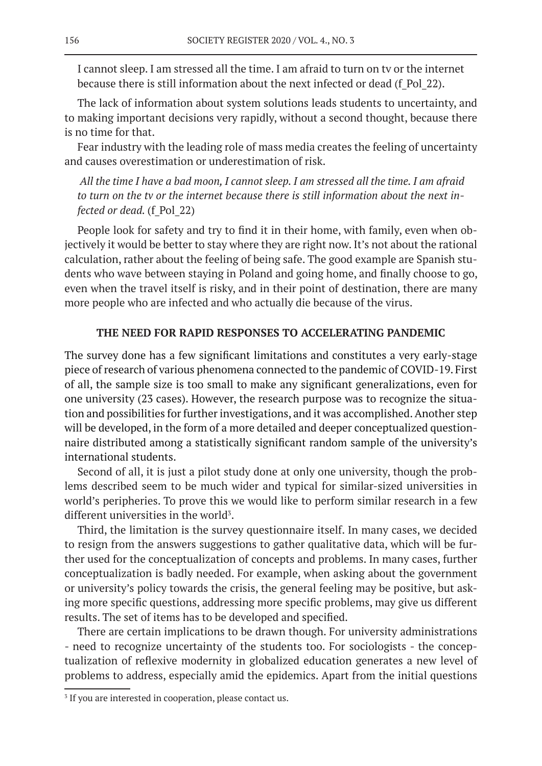I cannot sleep. I am stressed all the time. I am afraid to turn on tv or the internet because there is still information about the next infected or dead (f_Pol_22).

The lack of information about system solutions leads students to uncertainty, and to making important decisions very rapidly, without a second thought, because there is no time for that.

Fear industry with the leading role of mass media creates the feeling of uncertainty and causes overestimation or underestimation of risk.

*All the time I have a bad moon, I cannot sleep. I am stressed all the time. I am afraid to turn on the tv or the internet because there is still information about the next infected or dead.* (f_Pol_22)

People look for safety and try to find it in their home, with family, even when objectively it would be better to stay where they are right now. It's not about the rational calculation, rather about the feeling of being safe. The good example are Spanish students who wave between staying in Poland and going home, and finally choose to go, even when the travel itself is risky, and in their point of destination, there are many more people who are infected and who actually die because of the virus.

## THE NEED FOR RAPID RESPONSES TO ACCELERATING PANDEMIC

The survey done has a few significant limitations and constitutes a very early-stage piece of research of various phenomena connected to the pandemic of COVID-19. First of all, the sample size is too small to make any significant generalizations, even for one university (23 cases). However, the research purpose was to recognize the situation and possibilities for further investigations, and it was accomplished. Another step will be developed, in the form of a more detailed and deeper conceptualized questionnaire distributed among a statistically significant random sample of the university's international students.

Second of all, it is just a pilot study done at only one university, though the problems described seem to be much wider and typical for similar-sized universities in world's peripheries. To prove this we would like to perform similar research in a few different universities in the world[3].

Third, the limitation is the survey questionnaire itself. In many cases, we decided to resign from the answers suggestions to gather qualitative data, which will be further used for the conceptualization of concepts and problems. In many cases, further conceptualization is badly needed. For example, when asking about the government or university's policy towards the crisis, the general feeling may be positive, but asking more specific questions, addressing more specific problems, may give us different results. The set of items has to be developed and specified.

There are certain implications to be drawn though. For university administrations - need to recognize uncertainty of the students too. For sociologists - the conceptualization of reflexive modernity in globalized education generates a new level of problems to address, especially amid the epidemics. Apart from the initial questions

[3] If you are interested in cooperation, please contact us.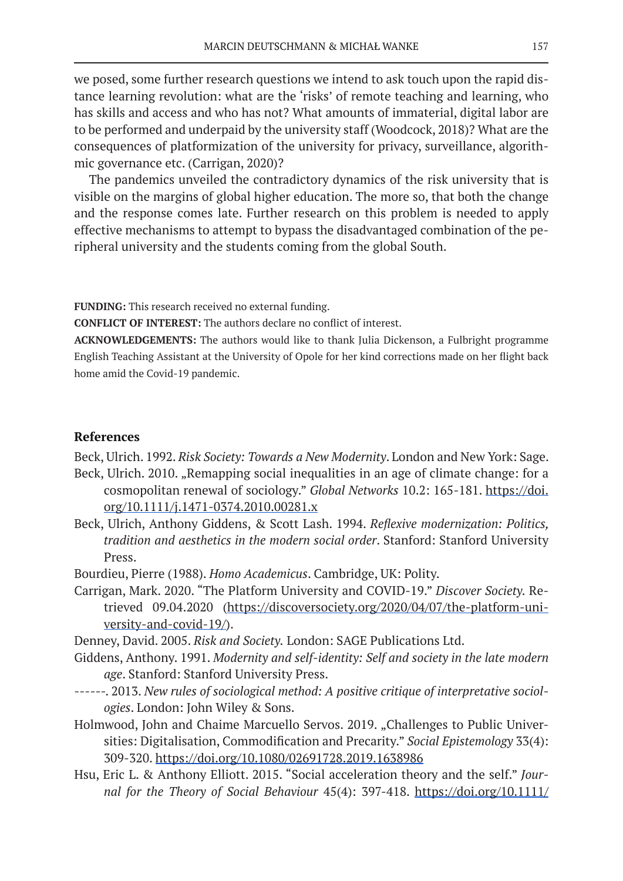we posed, some further research questions we intend to ask touch upon the rapid distance learning revolution: what are the 'risks' of remote teaching and learning, who has skills and access and who has not? What amounts of immaterial, digital labor are to be performed and underpaid by the university staff (Woodcock, 2018)? What are the consequences of platformization of the university for privacy, surveillance, algorithmic governance etc. (Carrigan, 2020)?

The pandemics unveiled the contradictory dynamics of the risk university that is visible on the margins of global higher education. The more so, that both the change and the response comes late. Further research on this problem is needed to apply effective mechanisms to attempt to bypass the disadvantaged combination of the peripheral university and the students coming from the global South.

**FUNDING:** This research received no external funding.

**CONFLICT OF INTEREST:** The authors declare no conflict of interest.

**ACKNOWLEDGEMENTS:** The authors would like to thank Julia Dickenson, a Fulbright programme English Teaching Assistant at the University of Opole for her kind corrections made on her flight back home amid the Covid-19 pandemic.

## References

Beck, Ulrich. 1992. *Risk Society: Towards a New Modernity*. London and New York: Sage.

Beck, Ulrich. 2010. „Remapping social inequalities in an age of climate change: for a cosmopolitan renewal of sociology." *Global Networks* 10.2: 165-181. https://doi.org/10.1111/j.1471-0374.2010.00281.x

Beck, Ulrich, Anthony Giddens, & Scott Lash. 1994. *Reflexive modernization: Politics, tradition and aesthetics in the modern social order*. Stanford: Stanford University Press.

Bourdieu, Pierre (1988). *Homo Academicus*. Cambridge, UK: Polity.

Carrigan, Mark. 2020. "The Platform University and COVID-19." *Discover Society.* Retrieved 09.04.2020 (https://discoversociety.org/2020/04/07/the-platform-university-and-covid-19/).

Denney, David. 2005. *Risk and Society.* London: SAGE Publications Ltd.

Giddens, Anthony. 1991. *Modernity and self-identity: Self and society in the late modern age*. Stanford: Stanford University Press.

------. 2013. *New rules of sociological method: A positive critique of interpretative sociologies*. London: John Wiley & Sons.

Holmwood, John and Chaime Marcuello Servos. 2019. „Challenges to Public Universities: Digitalisation, Commodification and Precarity." *Social Epistemology* 33(4): 309-320. https://doi.org/10.1080/02691728.2019.1638986

Hsu, Eric L. & Anthony Elliott. 2015. "Social acceleration theory and the self." *Journal for the Theory of Social Behaviour* 45(4): 397-418. https://doi.org/10.1111/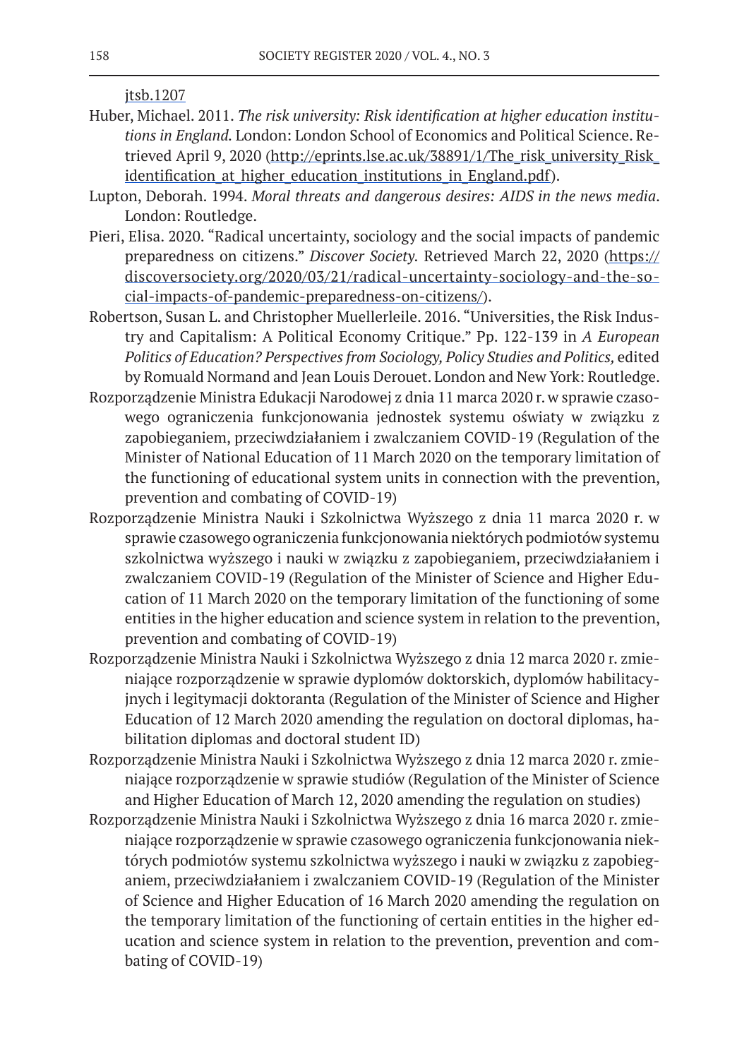jtsb.1207

Huber, Michael. 2011. *The risk university: Risk identification at higher education institutions in England*. London: London School of Economics and Political Science. Retrieved April 9, 2020 (http://eprints.lse.ac.uk/38891/1/The_risk_university_Risk_identification_at_higher_education_institutions_in_England.pdf).

Lupton, Deborah. 1994. *Moral threats and dangerous desires: AIDS in the news media*. London: Routledge.

Pieri, Elisa. 2020. "Radical uncertainty, sociology and the social impacts of pandemic preparedness on citizens." *Discover Society*. Retrieved March 22, 2020 (https://discoversociety.org/2020/03/21/radical-uncertainty-sociology-and-the-social-impacts-of-pandemic-preparedness-on-citizens/).

Robertson, Susan L. and Christopher Muellerleile. 2016. "Universities, the Risk Industry and Capitalism: A Political Economy Critique." Pp. 122-139 in *A European Politics of Education? Perspectives from Sociology, Policy Studies and Politics,* edited by Romuald Normand and Jean Louis Derouet. London and New York: Routledge.

Rozporządzenie Ministra Edukacji Narodowej z dnia 11 marca 2020 r. w sprawie czasowego ograniczenia funkcjonowania jednostek systemu oświaty w związku z zapobieganiem, przeciwdziałaniem i zwalczaniem COVID-19 (Regulation of the Minister of National Education of 11 March 2020 on the temporary limitation of the functioning of educational system units in connection with the prevention, prevention and combating of COVID-19)

Rozporządzenie Ministra Nauki i Szkolnictwa Wyższego z dnia 11 marca 2020 r. w sprawie czasowego ograniczenia funkcjonowania niektórych podmiotów systemu szkolnictwa wyższego i nauki w związku z zapobieganiem, przeciwdziałaniem i zwalczaniem COVID-19 (Regulation of the Minister of Science and Higher Education of 11 March 2020 on the temporary limitation of the functioning of some entities in the higher education and science system in relation to the prevention, prevention and combating of COVID-19)

Rozporządzenie Ministra Nauki i Szkolnictwa Wyższego z dnia 12 marca 2020 r. zmieniające rozporządzenie w sprawie dyplomów doktorskich, dyplomów habilitacyjnych i legitymacji doktoranta (Regulation of the Minister of Science and Higher Education of 12 March 2020 amending the regulation on doctoral diplomas, habilitation diplomas and doctoral student ID)

Rozporządzenie Ministra Nauki i Szkolnictwa Wyższego z dnia 12 marca 2020 r. zmieniające rozporządzenie w sprawie studiów (Regulation of the Minister of Science and Higher Education of March 12, 2020 amending the regulation on studies)

Rozporządzenie Ministra Nauki i Szkolnictwa Wyższego z dnia 16 marca 2020 r. zmieniające rozporządzenie w sprawie czasowego ograniczenia funkcjonowania niektórych podmiotów systemu szkolnictwa wyższego i nauki w związku z zapobieganiem, przeciwdziałaniem i zwalczaniem COVID-19 (Regulation of the Minister of Science and Higher Education of 16 March 2020 amending the regulation on the temporary limitation of the functioning of certain entities in the higher education and science system in relation to the prevention, prevention and combating of COVID-19)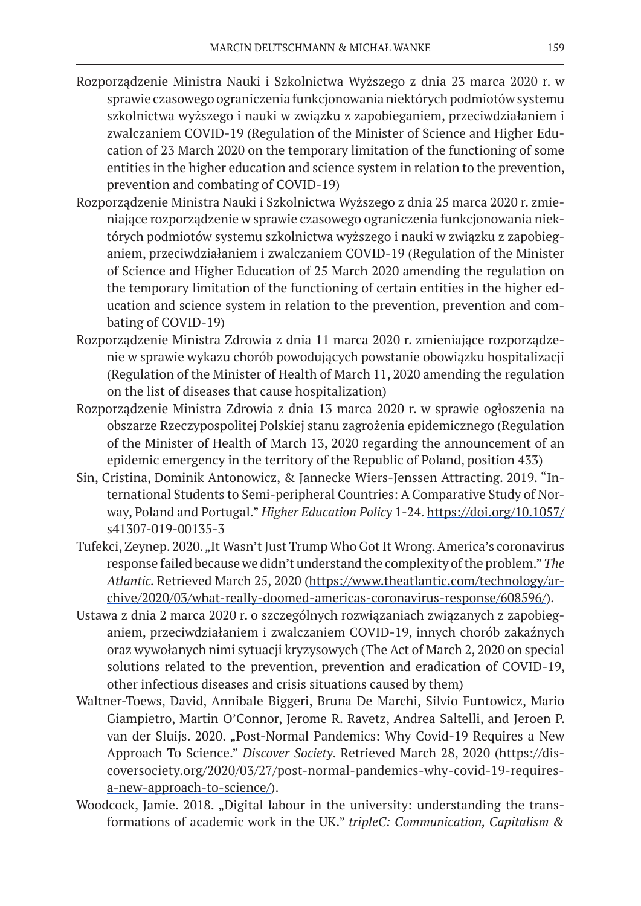Rozporządzenie Ministra Nauki i Szkolnictwa Wyższego z dnia 23 marca 2020 r. w sprawie czasowego ograniczenia funkcjonowania niektórych podmiotów systemu szkolnictwa wyższego i nauki w związku z zapobieganiem, przeciwdziałaniem i zwalczaniem COVID-19 (Regulation of the Minister of Science and Higher Education of 23 March 2020 on the temporary limitation of the functioning of some entities in the higher education and science system in relation to the prevention, prevention and combating of COVID-19)

Rozporządzenie Ministra Nauki i Szkolnictwa Wyższego z dnia 25 marca 2020 r. zmieniające rozporządzenie w sprawie czasowego ograniczenia funkcjonowania niektórych podmiotów systemu szkolnictwa wyższego i nauki w związku z zapobieganiem, przeciwdziałaniem i zwalczaniem COVID-19 (Regulation of the Minister of Science and Higher Education of 25 March 2020 amending the regulation on the temporary limitation of the functioning of certain entities in the higher education and science system in relation to the prevention, prevention and combating of COVID-19)

Rozporządzenie Ministra Zdrowia z dnia 11 marca 2020 r. zmieniające rozporządzenie w sprawie wykazu chorób powodujących powstanie obowiązku hospitalizacji (Regulation of the Minister of Health of March 11, 2020 amending the regulation on the list of diseases that cause hospitalization)

Rozporządzenie Ministra Zdrowia z dnia 13 marca 2020 r. w sprawie ogłoszenia na obszarze Rzeczypospolitej Polskiej stanu zagrożenia epidemicznego (Regulation of the Minister of Health of March 13, 2020 regarding the announcement of an epidemic emergency in the territory of the Republic of Poland, position 433)

Sin, Cristina, Dominik Antonowicz, & Jannecke Wiers-Jenssen Attracting. 2019. "International Students to Semi-peripheral Countries: A Comparative Study of Norway, Poland and Portugal." *Higher Education Policy* 1-24. https://doi.org/10.1057/s41307-019-00135-3

Tufekci, Zeynep. 2020. „It Wasn't Just Trump Who Got It Wrong. America's coronavirus response failed because we didn't understand the complexity of the problem." *The Atlantic*. Retrieved March 25, 2020 (https://www.theatlantic.com/technology/archive/2020/03/what-really-doomed-americas-coronavirus-response/608596/).

Ustawa z dnia 2 marca 2020 r. o szczególnych rozwiązaniach związanych z zapobieganiem, przeciwdziałaniem i zwalczaniem COVID-19, innych chorób zakaźnych oraz wywołanych nimi sytuacji kryzysowych (The Act of March 2, 2020 on special solutions related to the prevention, prevention and eradication of COVID-19, other infectious diseases and crisis situations caused by them)

Waltner-Toews, David, Annibale Biggeri, Bruna De Marchi, Silvio Funtowicz, Mario Giampietro, Martin O'Connor, Jerome R. Ravetz, Andrea Saltelli, and Jeroen P. van der Sluijs. 2020. „Post-Normal Pandemics: Why Covid-19 Requires a New Approach To Science." *Discover Society*. Retrieved March 28, 2020 (https://discoversociety.org/2020/03/27/post-normal-pandemics-why-covid-19-requires-a-new-approach-to-science/).

Woodcock, Jamie. 2018. „Digital labour in the university: understanding the transformations of academic work in the UK." *tripleC: Communication, Capitalism &*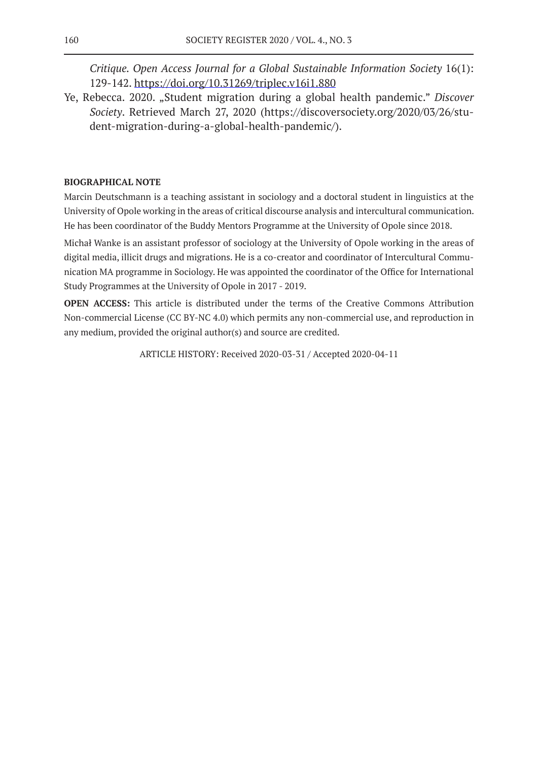*Critique. Open Access Journal for a Global Sustainable Information Society* 16(1): 129-142. https://doi.org/10.31269/triplec.v16i1.880

Ye, Rebecca. 2020. „Student migration during a global health pandemic." *Discover Society*. Retrieved March 27, 2020 (https://discoversociety.org/2020/03/26/student-migration-during-a-global-health-pandemic/).

**BIOGRAPHICAL NOTE**

Marcin Deutschmann is a teaching assistant in sociology and a doctoral student in linguistics at the University of Opole working in the areas of critical discourse analysis and intercultural communication. He has been coordinator of the Buddy Mentors Programme at the University of Opole since 2018.

Michał Wanke is an assistant professor of sociology at the University of Opole working in the areas of digital media, illicit drugs and migrations. He is a co-creator and coordinator of Intercultural Communication MA programme in Sociology. He was appointed the coordinator of the Office for International Study Programmes at the University of Opole in 2017 - 2019.

**OPEN ACCESS:** This article is distributed under the terms of the Creative Commons Attribution Non-commercial License (CC BY-NC 4.0) which permits any non-commercial use, and reproduction in any medium, provided the original author(s) and source are credited.

ARTICLE HISTORY: Received 2020-03-31 / Accepted 2020-04-11